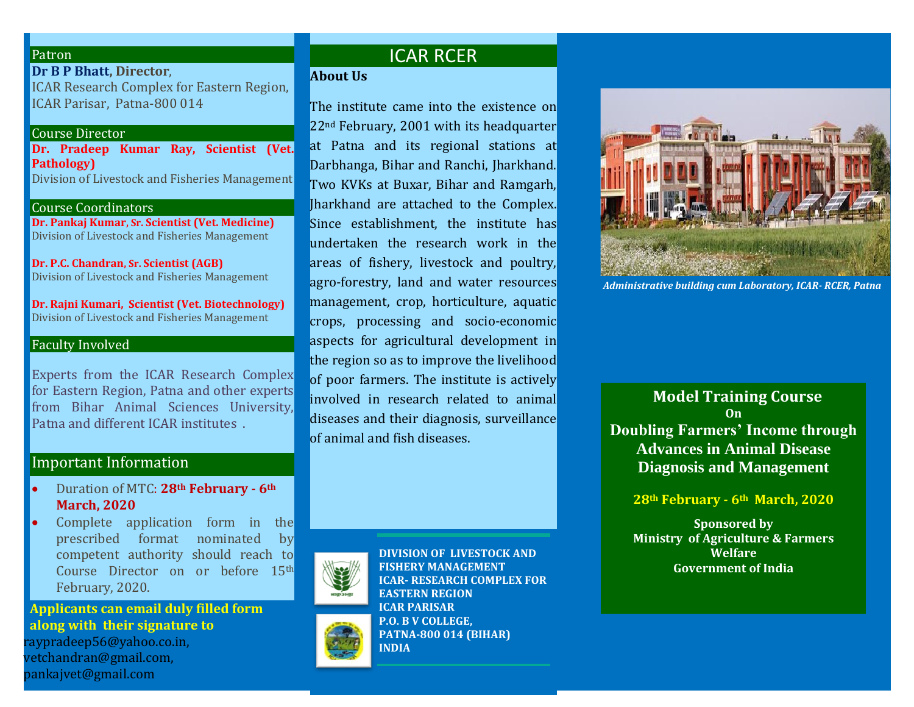## Patron

**Dr B P Bhatt, Director**,
ICAR Research Complex for Eastern Region,
ICAR Parisar, Patna-800 014

## Course Director

**Dr. Pradeep Kumar Ray, Scientist (Vet. Pathology)**
Division of Livestock and Fisheries Management

## Course Coordinators

**Dr. Pankaj Kumar, Sr. Scientist (Vet. Medicine)**
Division of Livestock and Fisheries Management

**Dr. P.C. Chandran, Sr. Scientist (AGB)**
Division of Livestock and Fisheries Management

**Dr. Rajni Kumari, Scientist (Vet. Biotechnology)**
Division of Livestock and Fisheries Management

## Faculty Involved

Experts from the ICAR Research Complex for Eastern Region, Patna and other experts from Bihar Animal Sciences University, Patna and different ICAR institutes .

## Important Information

- Duration of MTC: **28th February - 6th March, 2020**
- Complete application form in the prescribed format nominated by competent authority should reach to Course Director on or before 15th February, 2020.

**Applicants can email duly filled form along with their signature to**
raypradeep56@yahoo.co.in,
vetchandran@gmail.com,
pankajvet@gmail.com

## ICAR RCER

**About Us**

The institute came into the existence on 22nd February, 2001 with its headquarter at Patna and its regional stations at Darbhanga, Bihar and Ranchi, Jharkhand. Two KVKs at Buxar, Bihar and Ramgarh, Jharkhand are attached to the Complex. Since establishment, the institute has undertaken the research work in the areas of fishery, livestock and poultry, agro-forestry, land and water resources management, crop, horticulture, aquatic crops, processing and socio-economic aspects for agricultural development in the region so as to improve the livelihood of poor farmers. The institute is actively involved in research related to animal diseases and their diagnosis, surveillance of animal and fish diseases.

**DIVISION OF LIVESTOCK AND FISHERY MANAGEMENT**
**ICAR- RESEARCH COMPLEX FOR EASTERN REGION**
**ICAR PARISAR**
**P.O. B V COLLEGE,**
**PATNA-800 014 (BIHAR)**
**INDIA**

*Administrative building cum Laboratory, ICAR- RCER, Patna*

# Model Training Course On Doubling Farmers' Income through Advances in Animal Disease Diagnosis and Management

**28th February - 6th March, 2020**

**Sponsored by**
**Ministry of Agriculture & Farmers Welfare**
**Government of India**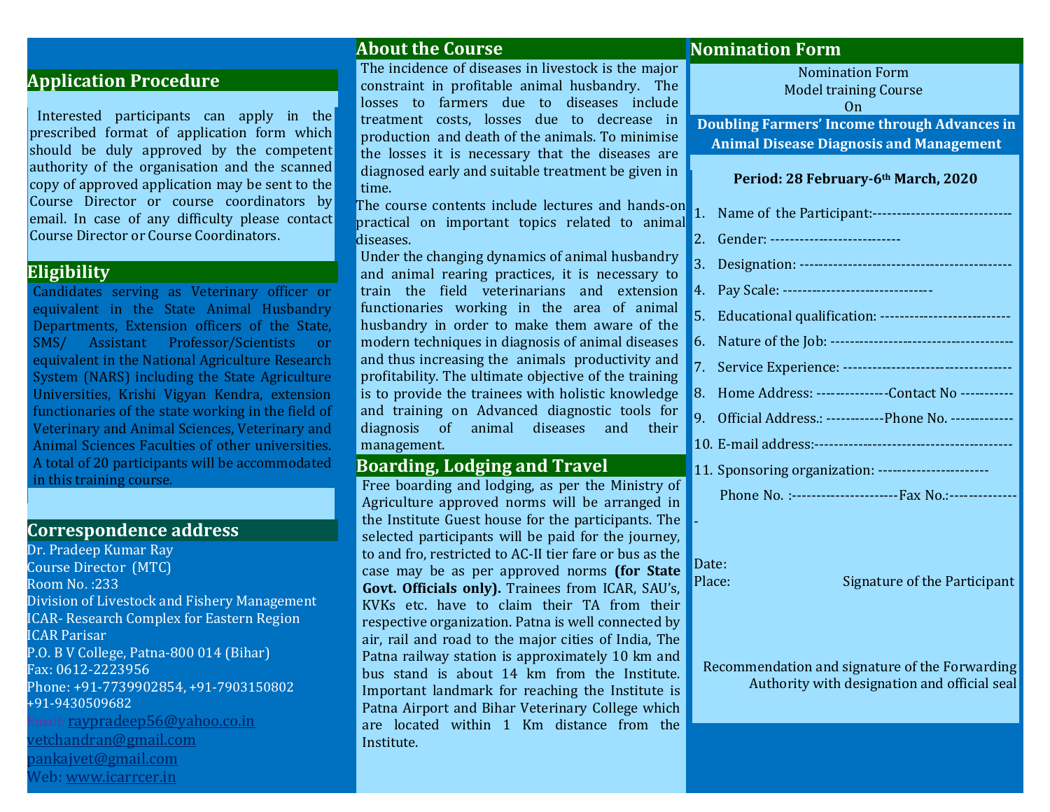## Application Procedure

Interested participants can apply in the prescribed format of application form which should be duly approved by the competent authority of the organisation and the scanned copy of approved application may be sent to the Course Director or course coordinators by email. In case of any difficulty please contact Course Director or Course Coordinators.

## Eligibility

Candidates serving as Veterinary officer or equivalent in the State Animal Husbandry Departments, Extension officers of the State, SMS/ Assistant Professor/Scientists or equivalent in the National Agriculture Research System (NARS) including the State Agriculture Universities, Krishi Vigyan Kendra, extension functionaries of the state working in the field of Veterinary and Animal Sciences, Veterinary and Animal Sciences Faculties of other universities. A total of 20 participants will be accommodated in this training course.

## Correspondence address

Dr. Pradeep Kumar Ray
Course Director (MTC)
Room No. :233
Division of Livestock and Fishery Management
ICAR- Research Complex for Eastern Region
ICAR Parisar
P.O. B V College, Patna-800 014 (Bihar)
Fax: 0612-2223956
Phone: +91-7739902854, +91-7903150802
+91-9430509682
Email: raypradeep56@yahoo.co.in
vetchandran@gmail.com
pankajvet@gmail.com
Web: www.icarrcer.in

## About the Course

The incidence of diseases in livestock is the major constraint in profitable animal husbandry. The losses to farmers due to diseases include treatment costs, losses due to decrease in production and death of the animals. To minimise the losses it is necessary that the diseases are diagnosed early and suitable treatment be given in time.

The course contents include lectures and hands-on practical on important topics related to animal diseases.

Under the changing dynamics of animal husbandry and animal rearing practices, it is necessary to train the field veterinarians and extension functionaries working in the area of animal husbandry in order to make them aware of the modern techniques in diagnosis of animal diseases and thus increasing the animals productivity and profitability. The ultimate objective of the training is to provide the trainees with holistic knowledge and training on Advanced diagnostic tools for diagnosis of animal diseases and their management.

## Boarding, Lodging and Travel

Free boarding and lodging, as per the Ministry of Agriculture approved norms will be arranged in the Institute Guest house for the participants. The selected participants will be paid for the journey, to and fro, restricted to AC-II tier fare or bus as the case may be as per approved norms **(for State Govt. Officials only).** Trainees from ICAR, SAU's, KVKs etc. have to claim their TA from their respective organization. Patna is well connected by air, rail and road to the major cities of India, The Patna railway station is approximately 10 km and bus stand is about 14 km from the Institute. Important landmark for reaching the Institute is Patna Airport and Bihar Veterinary College which are located within 1 Km distance from the Institute.

## Nomination Form

Nomination Form
Model training Course
On

**Doubling Farmers' Income through Advances in Animal Disease Diagnosis and Management**

**Period: 28 February-6th March, 2020**

1. Name of the Participant:----------------------------
2. Gender: --------------------------
3. Designation: -------------------------------------------
4. Pay Scale: ------------------------------
5. Educational qualification: --------------------------
6. Nature of the Job: -------------------------------------
7. Service Experience: ----------------------------------
8. Home Address: --------------Contact No ----------
9. Official Address.: ------------Phone No. ------------
10. E-mail address:----------------------------------------
11. Sponsoring organization: ----------------------

    Phone No. :---------------------Fax No.:--------------

Date:
Place: Signature of the Participant

Recommendation and signature of the Forwarding Authority with designation and official seal